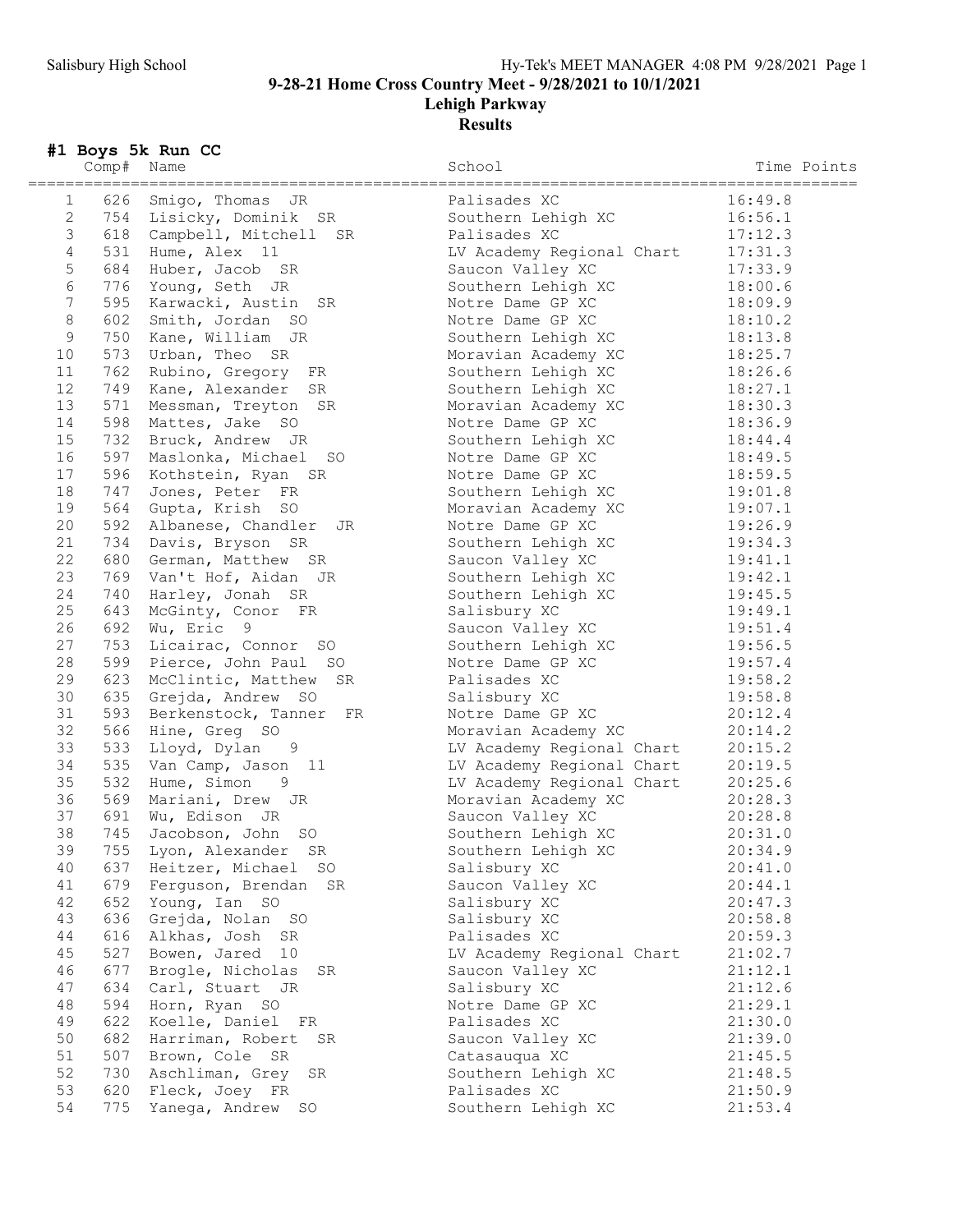Salisbury High School

Hy-Tek's MEET MANAGER 4:08 PM 9/28/2021 Page 1

# 9-28-21 Home Cross Country Meet - 9/28/2021 to 10/1/2021

## Lehigh Parkway

## Results

### #1 Boys 5k Run CC

| | Comp# | Name | School | Time | Points |
|---|---|---|---|---|---|
| 1 | 626 | Smigo, Thomas JR | Palisades XC | 16:49.8 | |
| 2 | 754 | Lisicky, Dominik SR | Southern Lehigh XC | 16:56.1 | |
| 3 | 618 | Campbell, Mitchell SR | Palisades XC | 17:12.3 | |
| 4 | 531 | Hume, Alex 11 | LV Academy Regional Chart | 17:31.3 | |
| 5 | 684 | Huber, Jacob SR | Saucon Valley XC | 17:33.9 | |
| 6 | 776 | Young, Seth JR | Southern Lehigh XC | 18:00.6 | |
| 7 | 595 | Karwacki, Austin SR | Notre Dame GP XC | 18:09.9 | |
| 8 | 602 | Smith, Jordan SO | Notre Dame GP XC | 18:10.2 | |
| 9 | 750 | Kane, William JR | Southern Lehigh XC | 18:13.8 | |
| 10 | 573 | Urban, Theo SR | Moravian Academy XC | 18:25.7 | |
| 11 | 762 | Rubino, Gregory FR | Southern Lehigh XC | 18:26.6 | |
| 12 | 749 | Kane, Alexander SR | Southern Lehigh XC | 18:27.1 | |
| 13 | 571 | Messman, Treyton SR | Moravian Academy XC | 18:30.3 | |
| 14 | 598 | Mattes, Jake SO | Notre Dame GP XC | 18:36.9 | |
| 15 | 732 | Bruck, Andrew JR | Southern Lehigh XC | 18:44.4 | |
| 16 | 597 | Maslonka, Michael SO | Notre Dame GP XC | 18:49.5 | |
| 17 | 596 | Kothstein, Ryan SR | Notre Dame GP XC | 18:59.5 | |
| 18 | 747 | Jones, Peter FR | Southern Lehigh XC | 19:01.8 | |
| 19 | 564 | Gupta, Krish SO | Moravian Academy XC | 19:07.1 | |
| 20 | 592 | Albanese, Chandler JR | Notre Dame GP XC | 19:26.9 | |
| 21 | 734 | Davis, Bryson SR | Southern Lehigh XC | 19:34.3 | |
| 22 | 680 | German, Matthew SR | Saucon Valley XC | 19:41.1 | |
| 23 | 769 | Van't Hof, Aidan JR | Southern Lehigh XC | 19:42.1 | |
| 24 | 740 | Harley, Jonah SR | Southern Lehigh XC | 19:45.5 | |
| 25 | 643 | McGinty, Conor FR | Salisbury XC | 19:49.1 | |
| 26 | 692 | Wu, Eric 9 | Saucon Valley XC | 19:51.4 | |
| 27 | 753 | Licairac, Connor SO | Southern Lehigh XC | 19:56.5 | |
| 28 | 599 | Pierce, John Paul SO | Notre Dame GP XC | 19:57.4 | |
| 29 | 623 | McClintic, Matthew SR | Palisades XC | 19:58.2 | |
| 30 | 635 | Grejda, Andrew SO | Salisbury XC | 19:58.8 | |
| 31 | 593 | Berkenstock, Tanner FR | Notre Dame GP XC | 20:12.4 | |
| 32 | 566 | Hine, Greg SO | Moravian Academy XC | 20:14.2 | |
| 33 | 533 | Lloyd, Dylan 9 | LV Academy Regional Chart | 20:15.2 | |
| 34 | 535 | Van Camp, Jason 11 | LV Academy Regional Chart | 20:19.5 | |
| 35 | 532 | Hume, Simon 9 | LV Academy Regional Chart | 20:25.6 | |
| 36 | 569 | Mariani, Drew JR | Moravian Academy XC | 20:28.3 | |
| 37 | 691 | Wu, Edison JR | Saucon Valley XC | 20:28.8 | |
| 38 | 745 | Jacobson, John SO | Southern Lehigh XC | 20:31.0 | |
| 39 | 755 | Lyon, Alexander SR | Southern Lehigh XC | 20:34.9 | |
| 40 | 637 | Heitzer, Michael SO | Salisbury XC | 20:41.0 | |
| 41 | 679 | Ferguson, Brendan SR | Saucon Valley XC | 20:44.1 | |
| 42 | 652 | Young, Ian SO | Salisbury XC | 20:47.3 | |
| 43 | 636 | Grejda, Nolan SO | Salisbury XC | 20:58.8 | |
| 44 | 616 | Alkhas, Josh SR | Palisades XC | 20:59.3 | |
| 45 | 527 | Bowen, Jared 10 | LV Academy Regional Chart | 21:02.7 | |
| 46 | 677 | Brogle, Nicholas SR | Saucon Valley XC | 21:12.1 | |
| 47 | 634 | Carl, Stuart JR | Salisbury XC | 21:12.6 | |
| 48 | 594 | Horn, Ryan SO | Notre Dame GP XC | 21:29.1 | |
| 49 | 622 | Koelle, Daniel FR | Palisades XC | 21:30.0 | |
| 50 | 682 | Harriman, Robert SR | Saucon Valley XC | 21:39.0 | |
| 51 | 507 | Brown, Cole SR | Catasauqua XC | 21:45.5 | |
| 52 | 730 | Aschliman, Grey SR | Southern Lehigh XC | 21:48.5 | |
| 53 | 620 | Fleck, Joey FR | Palisades XC | 21:50.9 | |
| 54 | 775 | Yanega, Andrew SO | Southern Lehigh XC | 21:53.4 | |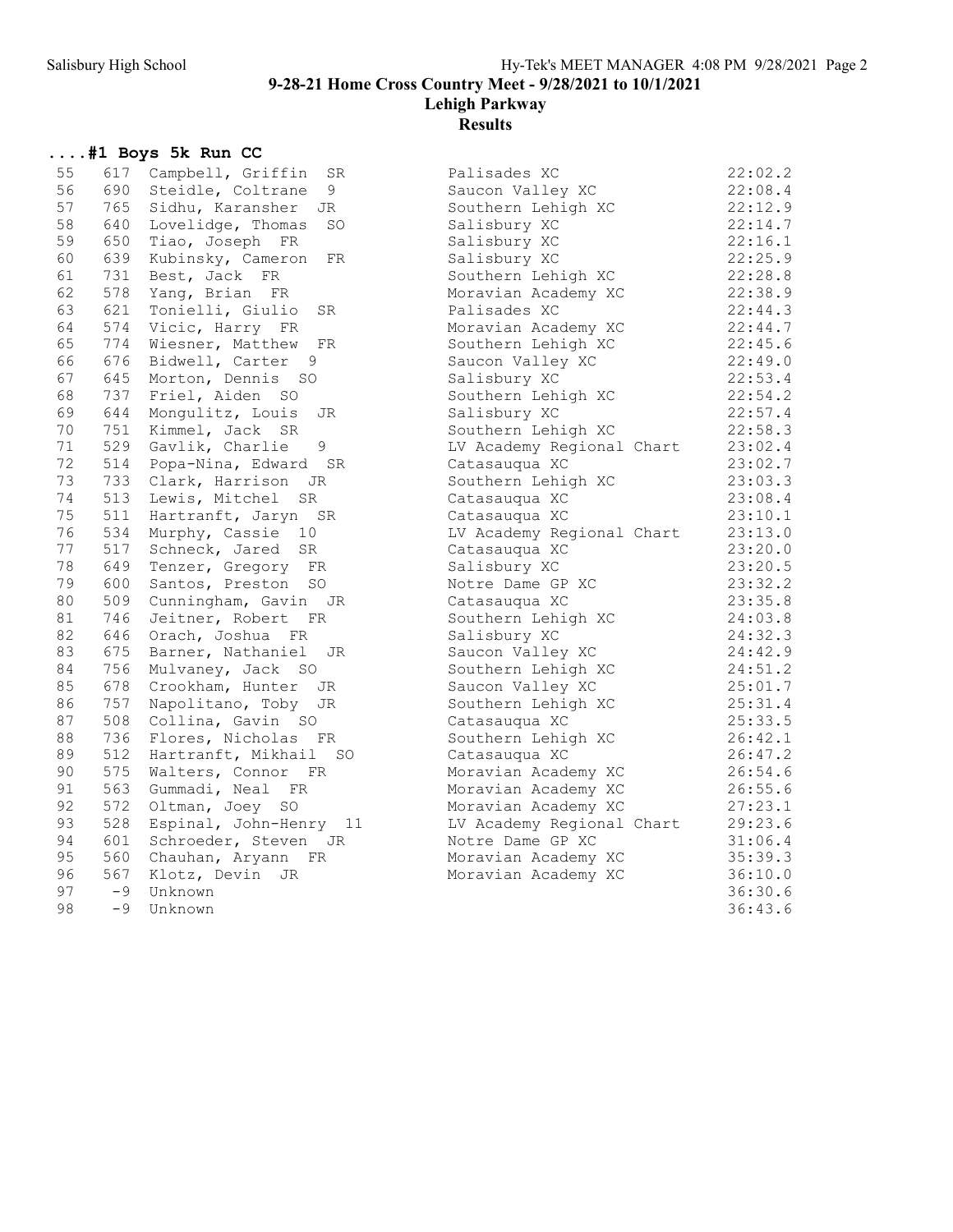# 9-28-21 Home Cross Country Meet - 9/28/2021 to 10/1/2021

## Lehigh Parkway

### Results

**....#1 Boys 5k Run CC**

| | | | | | |
|---|---|---|---|---|---|
| 55 | 617 | Campbell, Griffin | SR | Palisades XC | 22:02.2 |
| 56 | 690 | Steidle, Coltrane | 9 | Saucon Valley XC | 22:08.4 |
| 57 | 765 | Sidhu, Karansher | JR | Southern Lehigh XC | 22:12.9 |
| 58 | 640 | Lovelidge, Thomas | SO | Salisbury XC | 22:14.7 |
| 59 | 650 | Tiao, Joseph | FR | Salisbury XC | 22:16.1 |
| 60 | 639 | Kubinsky, Cameron | FR | Salisbury XC | 22:25.9 |
| 61 | 731 | Best, Jack | FR | Southern Lehigh XC | 22:28.8 |
| 62 | 578 | Yang, Brian | FR | Moravian Academy XC | 22:38.9 |
| 63 | 621 | Tonielli, Giulio | SR | Palisades XC | 22:44.3 |
| 64 | 574 | Vicic, Harry | FR | Moravian Academy XC | 22:44.7 |
| 65 | 774 | Wiesner, Matthew | FR | Southern Lehigh XC | 22:45.6 |
| 66 | 676 | Bidwell, Carter | 9 | Saucon Valley XC | 22:49.0 |
| 67 | 645 | Morton, Dennis | SO | Salisbury XC | 22:53.4 |
| 68 | 737 | Friel, Aiden | SO | Southern Lehigh XC | 22:54.2 |
| 69 | 644 | Mongulitz, Louis | JR | Salisbury XC | 22:57.4 |
| 70 | 751 | Kimmel, Jack | SR | Southern Lehigh XC | 22:58.3 |
| 71 | 529 | Gavlik, Charlie | 9 | LV Academy Regional Chart | 23:02.4 |
| 72 | 514 | Popa-Nina, Edward | SR | Catasauqua XC | 23:02.7 |
| 73 | 733 | Clark, Harrison | JR | Southern Lehigh XC | 23:03.3 |
| 74 | 513 | Lewis, Mitchel | SR | Catasauqua XC | 23:08.4 |
| 75 | 511 | Hartranft, Jaryn | SR | Catasauqua XC | 23:10.1 |
| 76 | 534 | Murphy, Cassie | 10 | LV Academy Regional Chart | 23:13.0 |
| 77 | 517 | Schneck, Jared | SR | Catasauqua XC | 23:20.0 |
| 78 | 649 | Tenzer, Gregory | FR | Salisbury XC | 23:20.5 |
| 79 | 600 | Santos, Preston | SO | Notre Dame GP XC | 23:32.2 |
| 80 | 509 | Cunningham, Gavin | JR | Catasauqua XC | 23:35.8 |
| 81 | 746 | Jeitner, Robert | FR | Southern Lehigh XC | 24:03.8 |
| 82 | 646 | Orach, Joshua | FR | Salisbury XC | 24:32.3 |
| 83 | 675 | Barner, Nathaniel | JR | Saucon Valley XC | 24:42.9 |
| 84 | 756 | Mulvaney, Jack | SO | Southern Lehigh XC | 24:51.2 |
| 85 | 678 | Crookham, Hunter | JR | Saucon Valley XC | 25:01.7 |
| 86 | 757 | Napolitano, Toby | JR | Southern Lehigh XC | 25:31.4 |
| 87 | 508 | Collina, Gavin | SO | Catasauqua XC | 25:33.5 |
| 88 | 736 | Flores, Nicholas | FR | Southern Lehigh XC | 26:42.1 |
| 89 | 512 | Hartranft, Mikhail | SO | Catasauqua XC | 26:47.2 |
| 90 | 575 | Walters, Connor | FR | Moravian Academy XC | 26:54.6 |
| 91 | 563 | Gummadi, Neal | FR | Moravian Academy XC | 26:55.6 |
| 92 | 572 | Oltman, Joey | SO | Moravian Academy XC | 27:23.1 |
| 93 | 528 | Espinal, John-Henry | 11 | LV Academy Regional Chart | 29:23.6 |
| 94 | 601 | Schroeder, Steven | JR | Notre Dame GP XC | 31:06.4 |
| 95 | 560 | Chauhan, Aryann | FR | Moravian Academy XC | 35:39.3 |
| 96 | 567 | Klotz, Devin | JR | Moravian Academy XC | 36:10.0 |
| 97 | -9 | Unknown | | | 36:30.6 |
| 98 | -9 | Unknown | | | 36:43.6 |